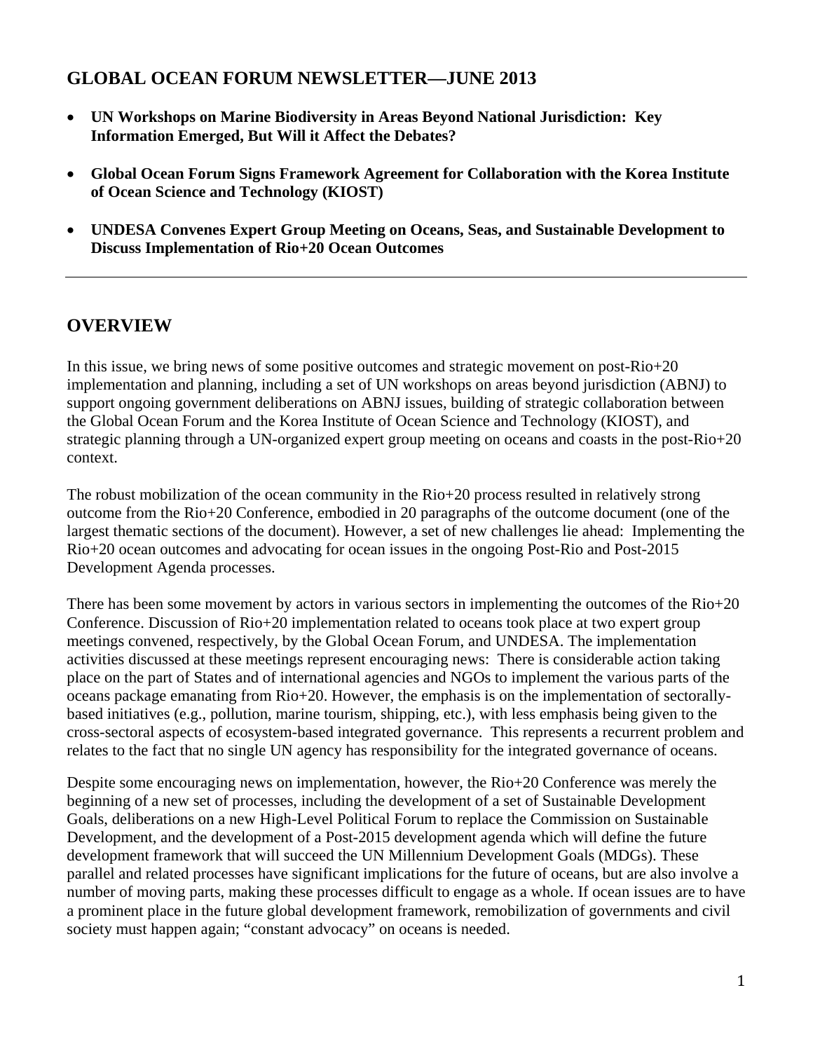## GLOBAL OCEAN FORUM NEWSLETTER—JUNE 2013

- **UN Workshops on Marine Biodiversity in Areas Beyond National Jurisdiction: Key Information Emerged, But Will it Affect the Debates?**
- **Global Ocean Forum Signs Framework Agreement for Collaboration with the Korea Institute of Ocean Science and Technology (KIOST)**
- **UNDESA Convenes Expert Group Meeting on Oceans, Seas, and Sustainable Development to Discuss Implementation of Rio+20 Ocean Outcomes**

---

## OVERVIEW

In this issue, we bring news of some positive outcomes and strategic movement on post-Rio+20 implementation and planning, including a set of UN workshops on areas beyond jurisdiction (ABNJ) to support ongoing government deliberations on ABNJ issues, building of strategic collaboration between the Global Ocean Forum and the Korea Institute of Ocean Science and Technology (KIOST), and strategic planning through a UN-organized expert group meeting on oceans and coasts in the post-Rio+20 context.

The robust mobilization of the ocean community in the Rio+20 process resulted in relatively strong outcome from the Rio+20 Conference, embodied in 20 paragraphs of the outcome document (one of the largest thematic sections of the document). However, a set of new challenges lie ahead: Implementing the Rio+20 ocean outcomes and advocating for ocean issues in the ongoing Post-Rio and Post-2015 Development Agenda processes.

There has been some movement by actors in various sectors in implementing the outcomes of the Rio+20 Conference. Discussion of Rio+20 implementation related to oceans took place at two expert group meetings convened, respectively, by the Global Ocean Forum, and UNDESA. The implementation activities discussed at these meetings represent encouraging news: There is considerable action taking place on the part of States and of international agencies and NGOs to implement the various parts of the oceans package emanating from Rio+20. However, the emphasis is on the implementation of sectorally-based initiatives (e.g., pollution, marine tourism, shipping, etc.), with less emphasis being given to the cross-sectoral aspects of ecosystem-based integrated governance. This represents a recurrent problem and relates to the fact that no single UN agency has responsibility for the integrated governance of oceans.

Despite some encouraging news on implementation, however, the Rio+20 Conference was merely the beginning of a new set of processes, including the development of a set of Sustainable Development Goals, deliberations on a new High-Level Political Forum to replace the Commission on Sustainable Development, and the development of a Post-2015 development agenda which will define the future development framework that will succeed the UN Millennium Development Goals (MDGs). These parallel and related processes have significant implications for the future of oceans, but are also involve a number of moving parts, making these processes difficult to engage as a whole. If ocean issues are to have a prominent place in the future global development framework, remobilization of governments and civil society must happen again; "constant advocacy" on oceans is needed.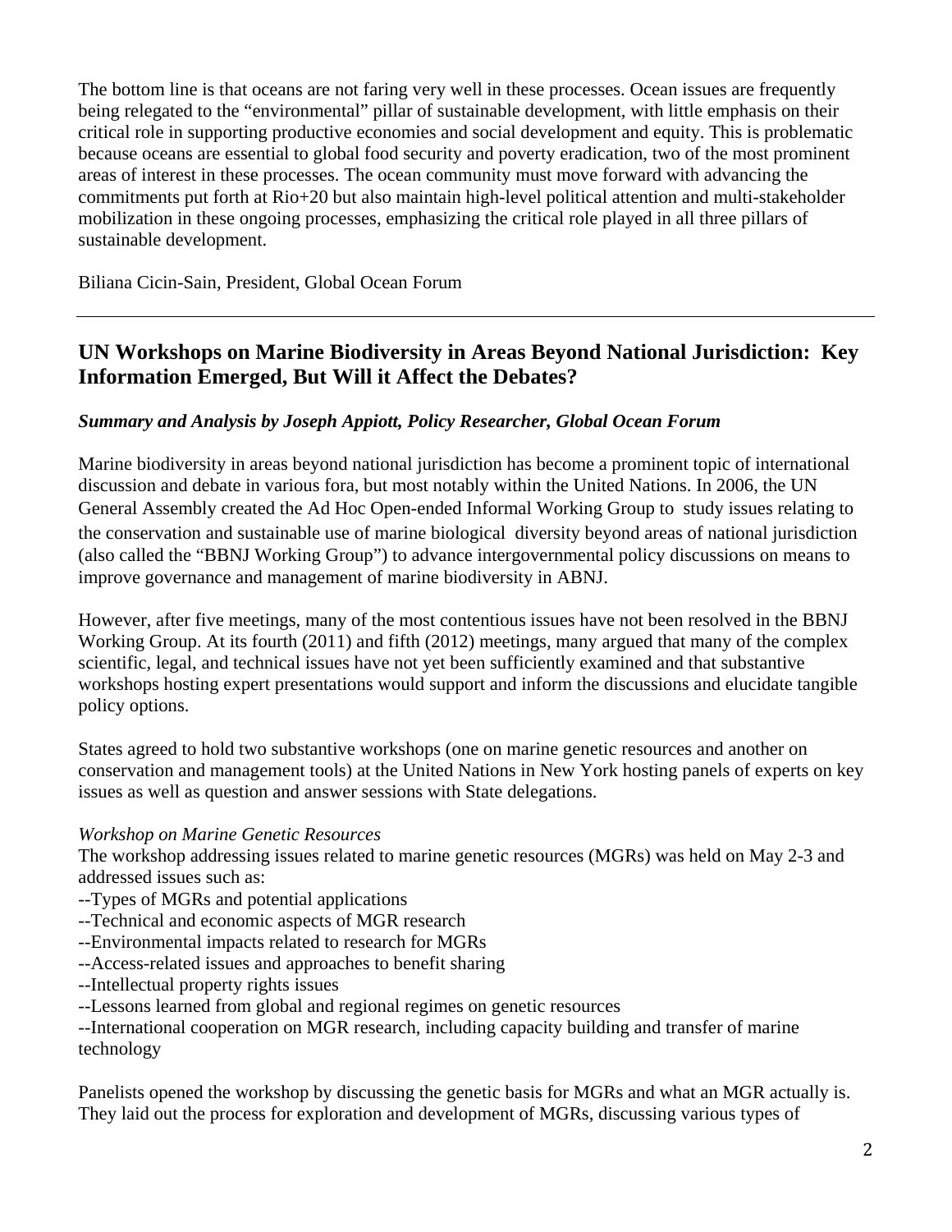The bottom line is that oceans are not faring very well in these processes. Ocean issues are frequently being relegated to the "environmental" pillar of sustainable development, with little emphasis on their critical role in supporting productive economies and social development and equity. This is problematic because oceans are essential to global food security and poverty eradication, two of the most prominent areas of interest in these processes. The ocean community must move forward with advancing the commitments put forth at Rio+20 but also maintain high-level political attention and multi-stakeholder mobilization in these ongoing processes, emphasizing the critical role played in all three pillars of sustainable development.

Biliana Cicin-Sain, President, Global Ocean Forum

---

## UN Workshops on Marine Biodiversity in Areas Beyond National Jurisdiction: Key Information Emerged, But Will it Affect the Debates?

***Summary and Analysis by Joseph Appiott, Policy Researcher, Global Ocean Forum***

Marine biodiversity in areas beyond national jurisdiction has become a prominent topic of international discussion and debate in various fora, but most notably within the United Nations. In 2006, the UN General Assembly created the Ad Hoc Open-ended Informal Working Group to study issues relating to the conservation and sustainable use of marine biological diversity beyond areas of national jurisdiction (also called the "BBNJ Working Group") to advance intergovernmental policy discussions on means to improve governance and management of marine biodiversity in ABNJ.

However, after five meetings, many of the most contentious issues have not been resolved in the BBNJ Working Group. At its fourth (2011) and fifth (2012) meetings, many argued that many of the complex scientific, legal, and technical issues have not yet been sufficiently examined and that substantive workshops hosting expert presentations would support and inform the discussions and elucidate tangible policy options.

States agreed to hold two substantive workshops (one on marine genetic resources and another on conservation and management tools) at the United Nations in New York hosting panels of experts on key issues as well as question and answer sessions with State delegations.

*Workshop on Marine Genetic Resources*

The workshop addressing issues related to marine genetic resources (MGRs) was held on May 2-3 and addressed issues such as:

--Types of MGRs and potential applications
--Technical and economic aspects of MGR research
--Environmental impacts related to research for MGRs
--Access-related issues and approaches to benefit sharing
--Intellectual property rights issues
--Lessons learned from global and regional regimes on genetic resources
--International cooperation on MGR research, including capacity building and transfer of marine technology

Panelists opened the workshop by discussing the genetic basis for MGRs and what an MGR actually is. They laid out the process for exploration and development of MGRs, discussing various types of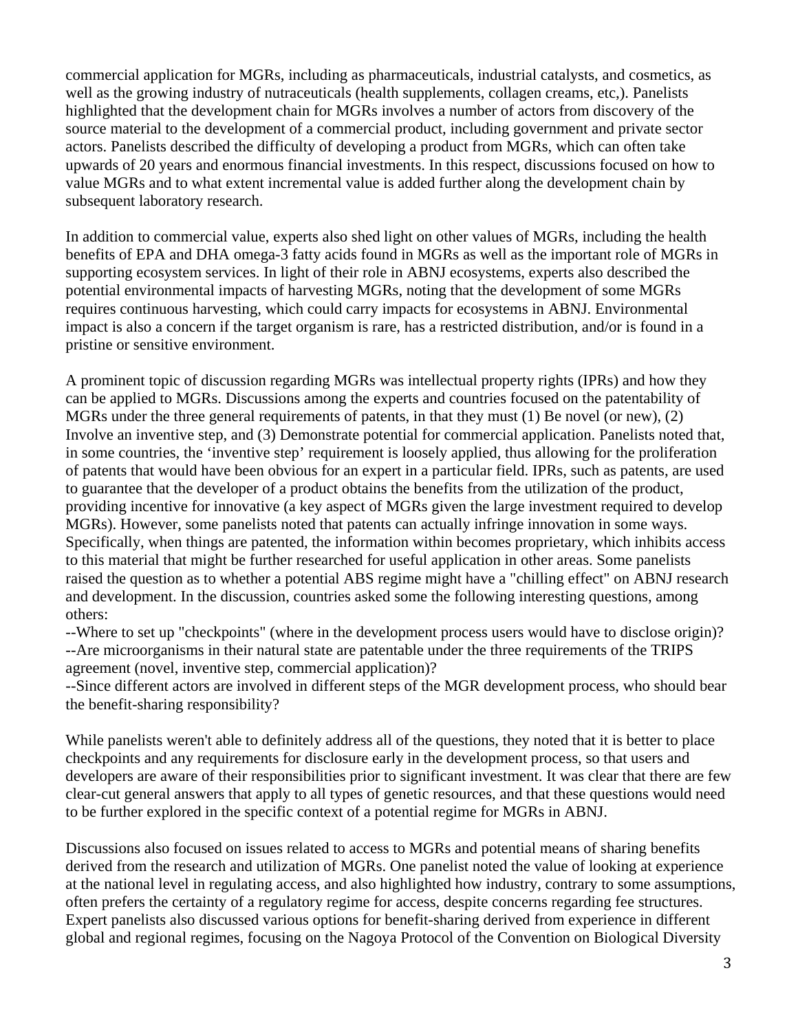commercial application for MGRs, including as pharmaceuticals, industrial catalysts, and cosmetics, as well as the growing industry of nutraceuticals (health supplements, collagen creams, etc,). Panelists highlighted that the development chain for MGRs involves a number of actors from discovery of the source material to the development of a commercial product, including government and private sector actors. Panelists described the difficulty of developing a product from MGRs, which can often take upwards of 20 years and enormous financial investments. In this respect, discussions focused on how to value MGRs and to what extent incremental value is added further along the development chain by subsequent laboratory research.

In addition to commercial value, experts also shed light on other values of MGRs, including the health benefits of EPA and DHA omega-3 fatty acids found in MGRs as well as the important role of MGRs in supporting ecosystem services. In light of their role in ABNJ ecosystems, experts also described the potential environmental impacts of harvesting MGRs, noting that the development of some MGRs requires continuous harvesting, which could carry impacts for ecosystems in ABNJ. Environmental impact is also a concern if the target organism is rare, has a restricted distribution, and/or is found in a pristine or sensitive environment.

A prominent topic of discussion regarding MGRs was intellectual property rights (IPRs) and how they can be applied to MGRs. Discussions among the experts and countries focused on the patentability of MGRs under the three general requirements of patents, in that they must (1) Be novel (or new), (2) Involve an inventive step, and (3) Demonstrate potential for commercial application. Panelists noted that, in some countries, the 'inventive step' requirement is loosely applied, thus allowing for the proliferation of patents that would have been obvious for an expert in a particular field. IPRs, such as patents, are used to guarantee that the developer of a product obtains the benefits from the utilization of the product, providing incentive for innovative (a key aspect of MGRs given the large investment required to develop MGRs). However, some panelists noted that patents can actually infringe innovation in some ways. Specifically, when things are patented, the information within becomes proprietary, which inhibits access to this material that might be further researched for useful application in other areas. Some panelists raised the question as to whether a potential ABS regime might have a "chilling effect" on ABNJ research and development. In the discussion, countries asked some the following interesting questions, among others:

--Where to set up "checkpoints" (where in the development process users would have to disclose origin)?
--Are microorganisms in their natural state are patentable under the three requirements of the TRIPS agreement (novel, inventive step, commercial application)?
--Since different actors are involved in different steps of the MGR development process, who should bear the benefit-sharing responsibility?

While panelists weren't able to definitely address all of the questions, they noted that it is better to place checkpoints and any requirements for disclosure early in the development process, so that users and developers are aware of their responsibilities prior to significant investment. It was clear that there are few clear-cut general answers that apply to all types of genetic resources, and that these questions would need to be further explored in the specific context of a potential regime for MGRs in ABNJ.

Discussions also focused on issues related to access to MGRs and potential means of sharing benefits derived from the research and utilization of MGRs. One panelist noted the value of looking at experience at the national level in regulating access, and also highlighted how industry, contrary to some assumptions, often prefers the certainty of a regulatory regime for access, despite concerns regarding fee structures. Expert panelists also discussed various options for benefit-sharing derived from experience in different global and regional regimes, focusing on the Nagoya Protocol of the Convention on Biological Diversity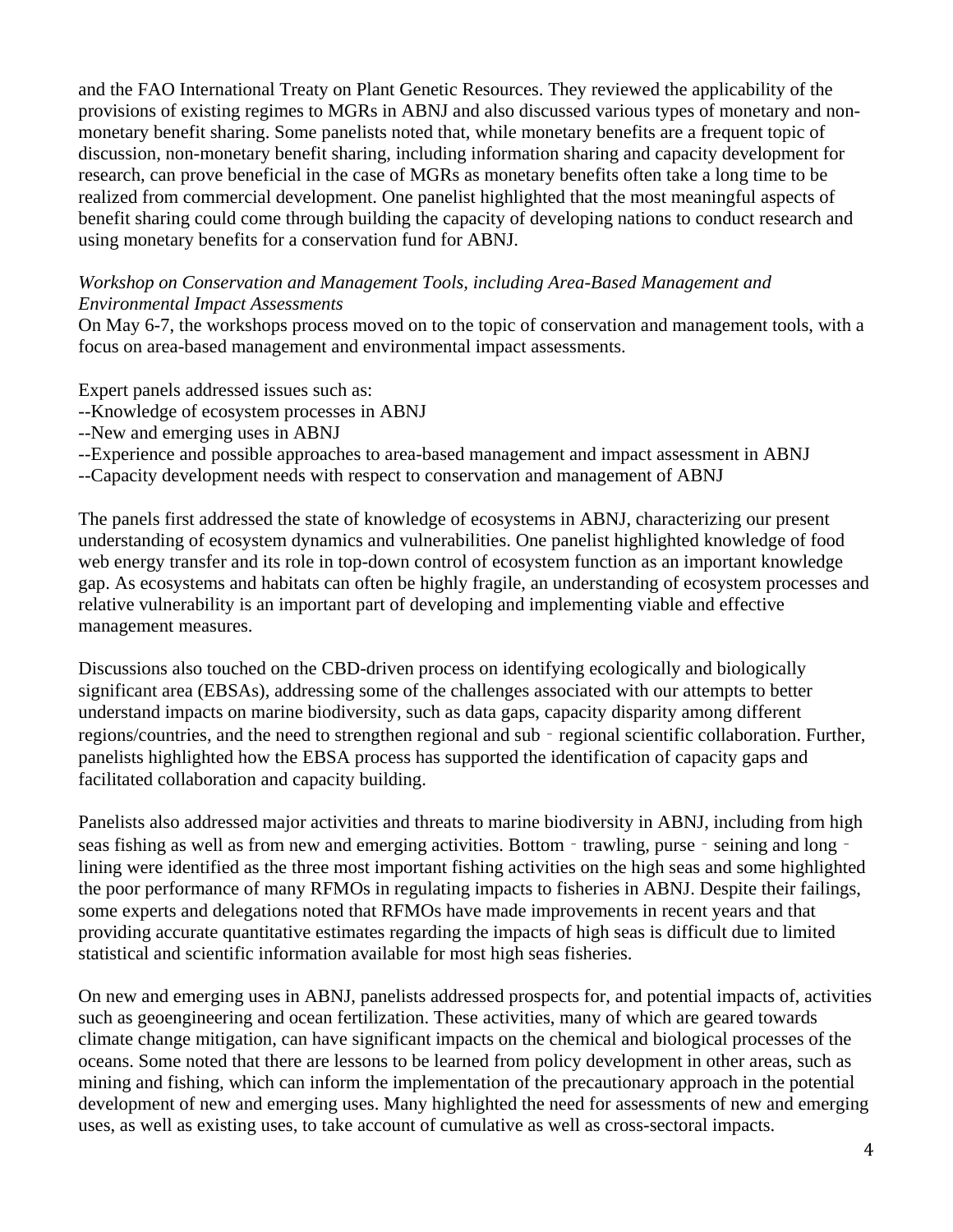and the FAO International Treaty on Plant Genetic Resources. They reviewed the applicability of the provisions of existing regimes to MGRs in ABNJ and also discussed various types of monetary and non-monetary benefit sharing. Some panelists noted that, while monetary benefits are a frequent topic of discussion, non-monetary benefit sharing, including information sharing and capacity development for research, can prove beneficial in the case of MGRs as monetary benefits often take a long time to be realized from commercial development. One panelist highlighted that the most meaningful aspects of benefit sharing could come through building the capacity of developing nations to conduct research and using monetary benefits for a conservation fund for ABNJ.

*Workshop on Conservation and Management Tools, including Area-Based Management and Environmental Impact Assessments*

On May 6-7, the workshops process moved on to the topic of conservation and management tools, with a focus on area-based management and environmental impact assessments.

Expert panels addressed issues such as:
--Knowledge of ecosystem processes in ABNJ
--New and emerging uses in ABNJ
--Experience and possible approaches to area-based management and impact assessment in ABNJ
--Capacity development needs with respect to conservation and management of ABNJ

The panels first addressed the state of knowledge of ecosystems in ABNJ, characterizing our present understanding of ecosystem dynamics and vulnerabilities. One panelist highlighted knowledge of food web energy transfer and its role in top-down control of ecosystem function as an important knowledge gap. As ecosystems and habitats can often be highly fragile, an understanding of ecosystem processes and relative vulnerability is an important part of developing and implementing viable and effective management measures.

Discussions also touched on the CBD-driven process on identifying ecologically and biologically significant area (EBSAs), addressing some of the challenges associated with our attempts to better understand impacts on marine biodiversity, such as data gaps, capacity disparity among different regions/countries, and the need to strengthen regional and sub‐regional scientific collaboration. Further, panelists highlighted how the EBSA process has supported the identification of capacity gaps and facilitated collaboration and capacity building.

Panelists also addressed major activities and threats to marine biodiversity in ABNJ, including from high seas fishing as well as from new and emerging activities. Bottom‐trawling, purse‐seining and long‐lining were identified as the three most important fishing activities on the high seas and some highlighted the poor performance of many RFMOs in regulating impacts to fisheries in ABNJ. Despite their failings, some experts and delegations noted that RFMOs have made improvements in recent years and that providing accurate quantitative estimates regarding the impacts of high seas is difficult due to limited statistical and scientific information available for most high seas fisheries.

On new and emerging uses in ABNJ, panelists addressed prospects for, and potential impacts of, activities such as geoengineering and ocean fertilization. These activities, many of which are geared towards climate change mitigation, can have significant impacts on the chemical and biological processes of the oceans. Some noted that there are lessons to be learned from policy development in other areas, such as mining and fishing, which can inform the implementation of the precautionary approach in the potential development of new and emerging uses. Many highlighted the need for assessments of new and emerging uses, as well as existing uses, to take account of cumulative as well as cross-sectoral impacts.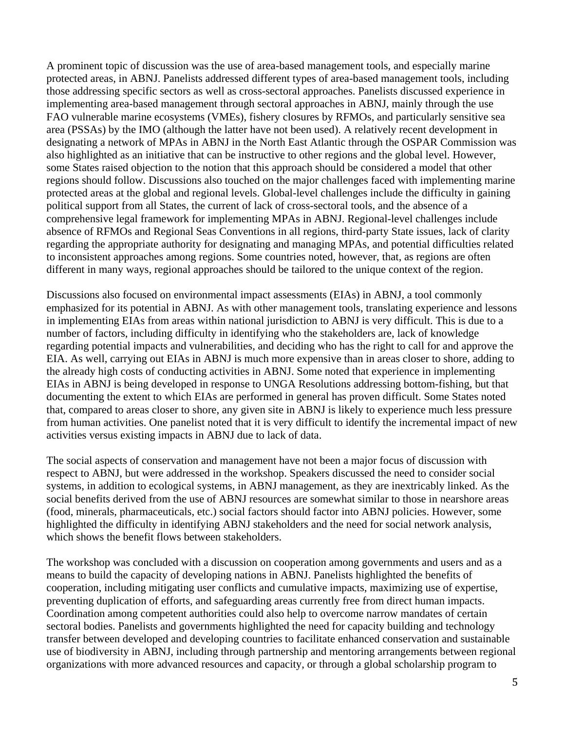A prominent topic of discussion was the use of area-based management tools, and especially marine protected areas, in ABNJ. Panelists addressed different types of area-based management tools, including those addressing specific sectors as well as cross-sectoral approaches. Panelists discussed experience in implementing area-based management through sectoral approaches in ABNJ, mainly through the use FAO vulnerable marine ecosystems (VMEs), fishery closures by RFMOs, and particularly sensitive sea area (PSSAs) by the IMO (although the latter have not been used). A relatively recent development in designating a network of MPAs in ABNJ in the North East Atlantic through the OSPAR Commission was also highlighted as an initiative that can be instructive to other regions and the global level. However, some States raised objection to the notion that this approach should be considered a model that other regions should follow. Discussions also touched on the major challenges faced with implementing marine protected areas at the global and regional levels. Global-level challenges include the difficulty in gaining political support from all States, the current of lack of cross-sectoral tools, and the absence of a comprehensive legal framework for implementing MPAs in ABNJ. Regional-level challenges include absence of RFMOs and Regional Seas Conventions in all regions, third-party State issues, lack of clarity regarding the appropriate authority for designating and managing MPAs, and potential difficulties related to inconsistent approaches among regions. Some countries noted, however, that, as regions are often different in many ways, regional approaches should be tailored to the unique context of the region.

Discussions also focused on environmental impact assessments (EIAs) in ABNJ, a tool commonly emphasized for its potential in ABNJ. As with other management tools, translating experience and lessons in implementing EIAs from areas within national jurisdiction to ABNJ is very difficult. This is due to a number of factors, including difficulty in identifying who the stakeholders are, lack of knowledge regarding potential impacts and vulnerabilities, and deciding who has the right to call for and approve the EIA. As well, carrying out EIAs in ABNJ is much more expensive than in areas closer to shore, adding to the already high costs of conducting activities in ABNJ. Some noted that experience in implementing EIAs in ABNJ is being developed in response to UNGA Resolutions addressing bottom-fishing, but that documenting the extent to which EIAs are performed in general has proven difficult. Some States noted that, compared to areas closer to shore, any given site in ABNJ is likely to experience much less pressure from human activities. One panelist noted that it is very difficult to identify the incremental impact of new activities versus existing impacts in ABNJ due to lack of data.

The social aspects of conservation and management have not been a major focus of discussion with respect to ABNJ, but were addressed in the workshop. Speakers discussed the need to consider social systems, in addition to ecological systems, in ABNJ management, as they are inextricably linked. As the social benefits derived from the use of ABNJ resources are somewhat similar to those in nearshore areas (food, minerals, pharmaceuticals, etc.) social factors should factor into ABNJ policies. However, some highlighted the difficulty in identifying ABNJ stakeholders and the need for social network analysis, which shows the benefit flows between stakeholders.

The workshop was concluded with a discussion on cooperation among governments and users and as a means to build the capacity of developing nations in ABNJ. Panelists highlighted the benefits of cooperation, including mitigating user conflicts and cumulative impacts, maximizing use of expertise, preventing duplication of efforts, and safeguarding areas currently free from direct human impacts. Coordination among competent authorities could also help to overcome narrow mandates of certain sectoral bodies. Panelists and governments highlighted the need for capacity building and technology transfer between developed and developing countries to facilitate enhanced conservation and sustainable use of biodiversity in ABNJ, including through partnership and mentoring arrangements between regional organizations with more advanced resources and capacity, or through a global scholarship program to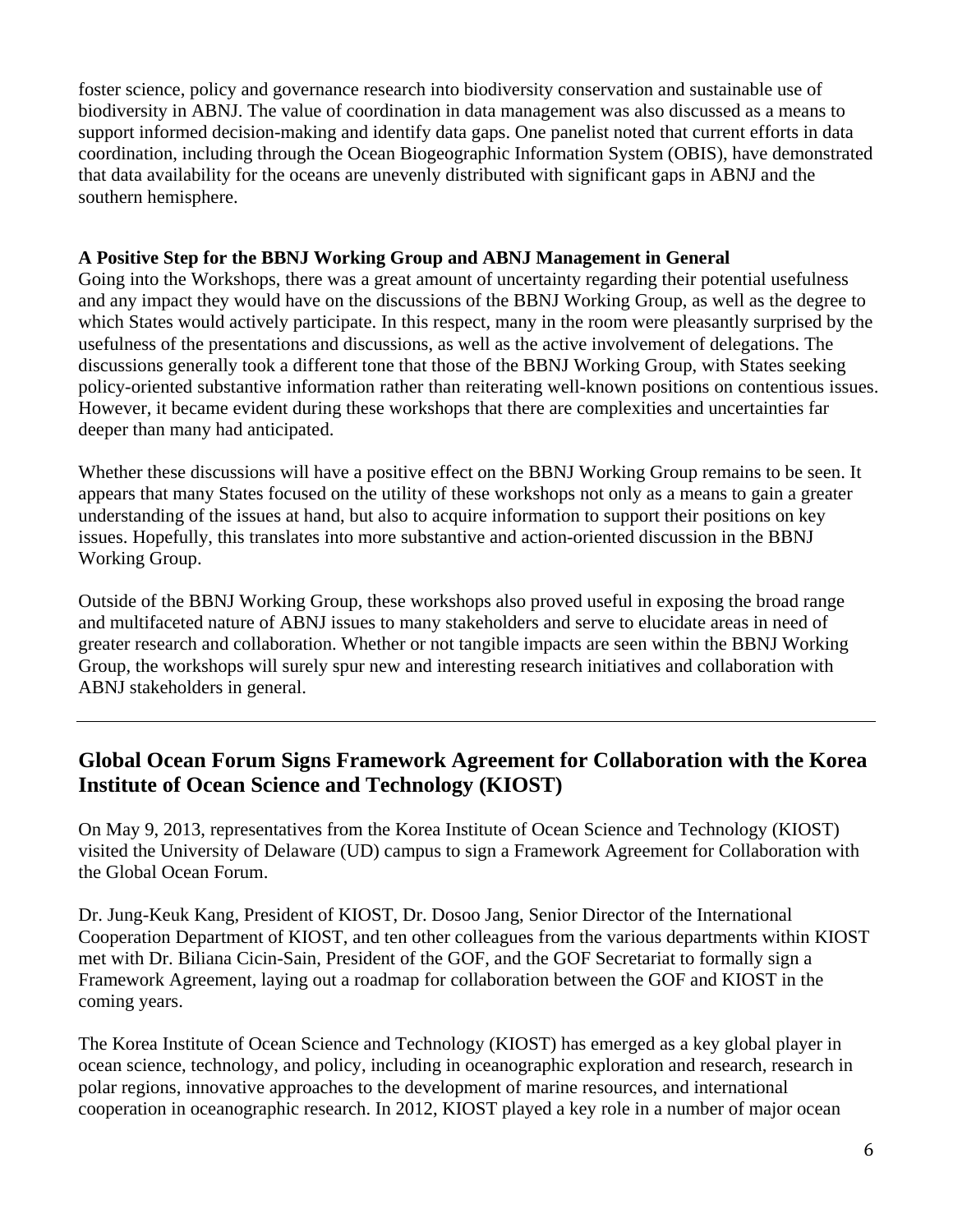foster science, policy and governance research into biodiversity conservation and sustainable use of biodiversity in ABNJ. The value of coordination in data management was also discussed as a means to support informed decision-making and identify data gaps. One panelist noted that current efforts in data coordination, including through the Ocean Biogeographic Information System (OBIS), have demonstrated that data availability for the oceans are unevenly distributed with significant gaps in ABNJ and the southern hemisphere.

**A Positive Step for the BBNJ Working Group and ABNJ Management in General**

Going into the Workshops, there was a great amount of uncertainty regarding their potential usefulness and any impact they would have on the discussions of the BBNJ Working Group, as well as the degree to which States would actively participate. In this respect, many in the room were pleasantly surprised by the usefulness of the presentations and discussions, as well as the active involvement of delegations. The discussions generally took a different tone that those of the BBNJ Working Group, with States seeking policy-oriented substantive information rather than reiterating well-known positions on contentious issues. However, it became evident during these workshops that there are complexities and uncertainties far deeper than many had anticipated.

Whether these discussions will have a positive effect on the BBNJ Working Group remains to be seen. It appears that many States focused on the utility of these workshops not only as a means to gain a greater understanding of the issues at hand, but also to acquire information to support their positions on key issues. Hopefully, this translates into more substantive and action-oriented discussion in the BBNJ Working Group.

Outside of the BBNJ Working Group, these workshops also proved useful in exposing the broad range and multifaceted nature of ABNJ issues to many stakeholders and serve to elucidate areas in need of greater research and collaboration. Whether or not tangible impacts are seen within the BBNJ Working Group, the workshops will surely spur new and interesting research initiatives and collaboration with ABNJ stakeholders in general.

---

## Global Ocean Forum Signs Framework Agreement for Collaboration with the Korea Institute of Ocean Science and Technology (KIOST)

On May 9, 2013, representatives from the Korea Institute of Ocean Science and Technology (KIOST) visited the University of Delaware (UD) campus to sign a Framework Agreement for Collaboration with the Global Ocean Forum.

Dr. Jung-Keuk Kang, President of KIOST, Dr. Dosoo Jang, Senior Director of the International Cooperation Department of KIOST, and ten other colleagues from the various departments within KIOST met with Dr. Biliana Cicin-Sain, President of the GOF, and the GOF Secretariat to formally sign a Framework Agreement, laying out a roadmap for collaboration between the GOF and KIOST in the coming years.

The Korea Institute of Ocean Science and Technology (KIOST) has emerged as a key global player in ocean science, technology, and policy, including in oceanographic exploration and research, research in polar regions, innovative approaches to the development of marine resources, and international cooperation in oceanographic research. In 2012, KIOST played a key role in a number of major ocean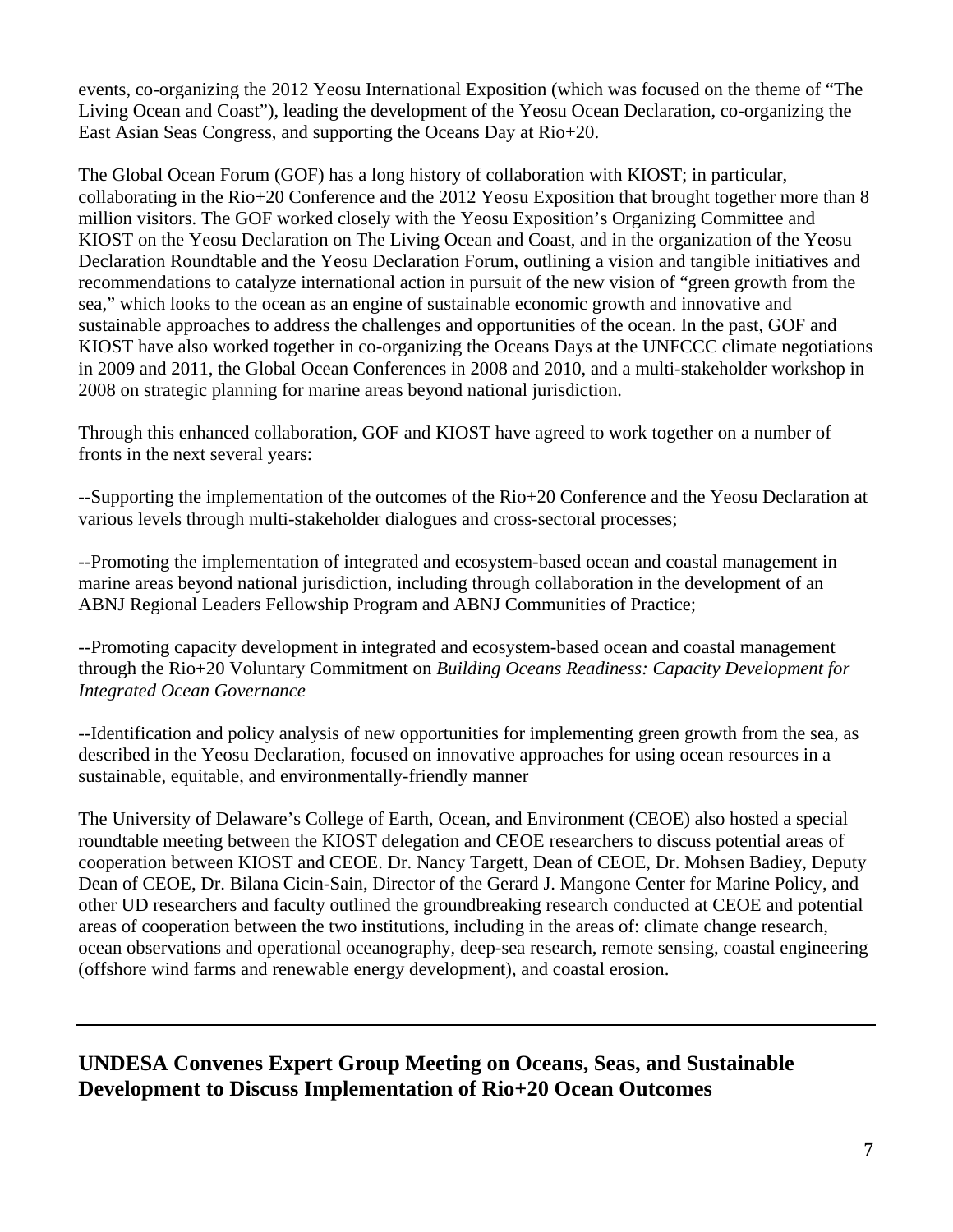events, co-organizing the 2012 Yeosu International Exposition (which was focused on the theme of "The Living Ocean and Coast"), leading the development of the Yeosu Ocean Declaration, co-organizing the East Asian Seas Congress, and supporting the Oceans Day at Rio+20.

The Global Ocean Forum (GOF) has a long history of collaboration with KIOST; in particular, collaborating in the Rio+20 Conference and the 2012 Yeosu Exposition that brought together more than 8 million visitors. The GOF worked closely with the Yeosu Exposition's Organizing Committee and KIOST on the Yeosu Declaration on The Living Ocean and Coast, and in the organization of the Yeosu Declaration Roundtable and the Yeosu Declaration Forum, outlining a vision and tangible initiatives and recommendations to catalyze international action in pursuit of the new vision of "green growth from the sea," which looks to the ocean as an engine of sustainable economic growth and innovative and sustainable approaches to address the challenges and opportunities of the ocean. In the past, GOF and KIOST have also worked together in co-organizing the Oceans Days at the UNFCCC climate negotiations in 2009 and 2011, the Global Ocean Conferences in 2008 and 2010, and a multi-stakeholder workshop in 2008 on strategic planning for marine areas beyond national jurisdiction.

Through this enhanced collaboration, GOF and KIOST have agreed to work together on a number of fronts in the next several years:

--Supporting the implementation of the outcomes of the Rio+20 Conference and the Yeosu Declaration at various levels through multi-stakeholder dialogues and cross-sectoral processes;

--Promoting the implementation of integrated and ecosystem-based ocean and coastal management in marine areas beyond national jurisdiction, including through collaboration in the development of an ABNJ Regional Leaders Fellowship Program and ABNJ Communities of Practice;

--Promoting capacity development in integrated and ecosystem-based ocean and coastal management through the Rio+20 Voluntary Commitment on *Building Oceans Readiness: Capacity Development for Integrated Ocean Governance*

--Identification and policy analysis of new opportunities for implementing green growth from the sea, as described in the Yeosu Declaration, focused on innovative approaches for using ocean resources in a sustainable, equitable, and environmentally-friendly manner

The University of Delaware's College of Earth, Ocean, and Environment (CEOE) also hosted a special roundtable meeting between the KIOST delegation and CEOE researchers to discuss potential areas of cooperation between KIOST and CEOE. Dr. Nancy Targett, Dean of CEOE, Dr. Mohsen Badiey, Deputy Dean of CEOE, Dr. Bilana Cicin-Sain, Director of the Gerard J. Mangone Center for Marine Policy, and other UD researchers and faculty outlined the groundbreaking research conducted at CEOE and potential areas of cooperation between the two institutions, including in the areas of: climate change research, ocean observations and operational oceanography, deep-sea research, remote sensing, coastal engineering (offshore wind farms and renewable energy development), and coastal erosion.

---

## UNDESA Convenes Expert Group Meeting on Oceans, Seas, and Sustainable Development to Discuss Implementation of Rio+20 Ocean Outcomes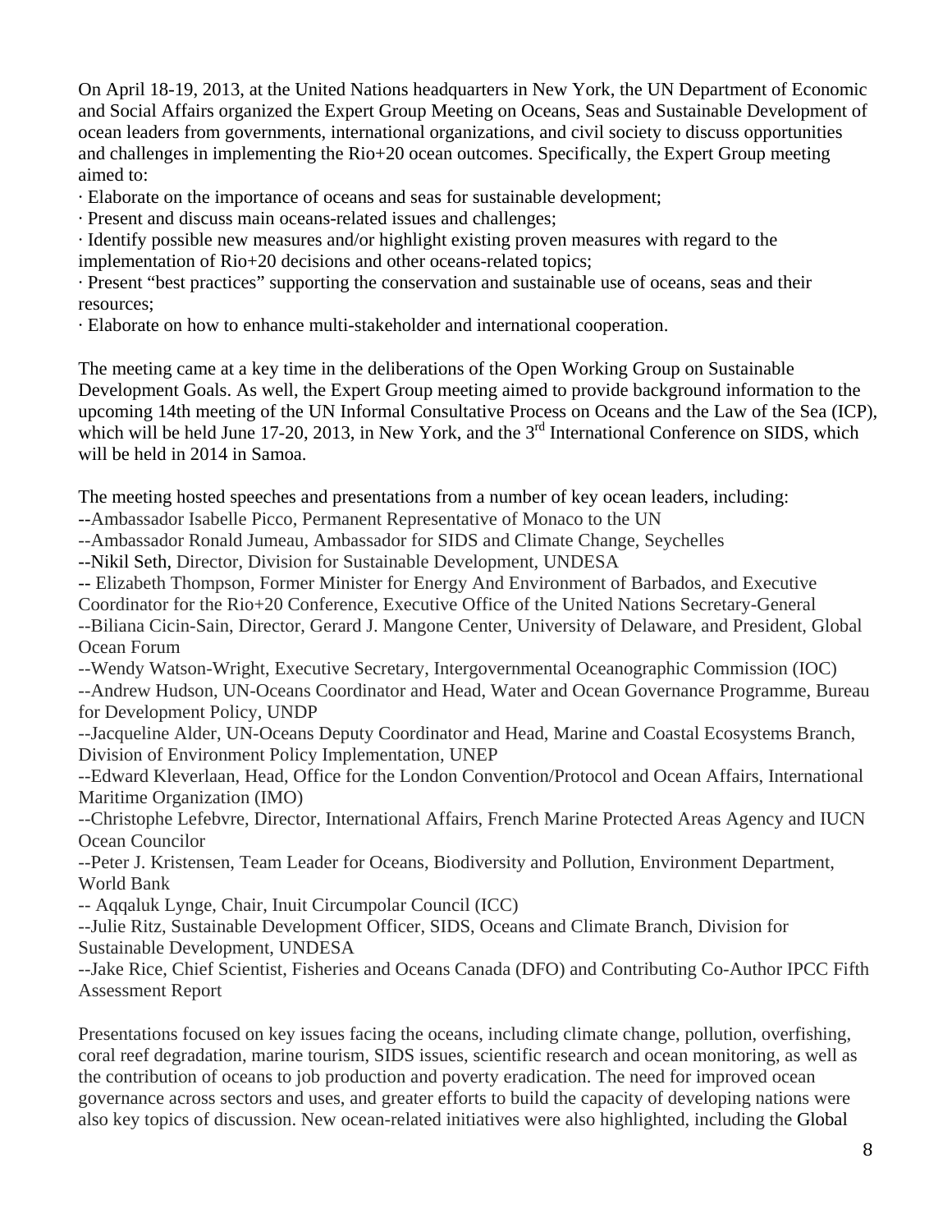On April 18-19, 2013, at the United Nations headquarters in New York, the UN Department of Economic and Social Affairs organized the Expert Group Meeting on Oceans, Seas and Sustainable Development of ocean leaders from governments, international organizations, and civil society to discuss opportunities and challenges in implementing the Rio+20 ocean outcomes. Specifically, the Expert Group meeting aimed to:

· Elaborate on the importance of oceans and seas for sustainable development;
· Present and discuss main oceans-related issues and challenges;
· Identify possible new measures and/or highlight existing proven measures with regard to the implementation of Rio+20 decisions and other oceans-related topics;
· Present "best practices" supporting the conservation and sustainable use of oceans, seas and their resources;
· Elaborate on how to enhance multi-stakeholder and international cooperation.

The meeting came at a key time in the deliberations of the Open Working Group on Sustainable Development Goals. As well, the Expert Group meeting aimed to provide background information to the upcoming 14th meeting of the UN Informal Consultative Process on Oceans and the Law of the Sea (ICP), which will be held June 17-20, 2013, in New York, and the 3rd International Conference on SIDS, which will be held in 2014 in Samoa.

The meeting hosted speeches and presentations from a number of key ocean leaders, including:
--Ambassador Isabelle Picco, Permanent Representative of Monaco to the UN
--Ambassador Ronald Jumeau, Ambassador for SIDS and Climate Change, Seychelles
--Nikil Seth, Director, Division for Sustainable Development, UNDESA
-- Elizabeth Thompson, Former Minister for Energy And Environment of Barbados, and Executive Coordinator for the Rio+20 Conference, Executive Office of the United Nations Secretary-General
--Biliana Cicin-Sain, Director, Gerard J. Mangone Center, University of Delaware, and President, Global Ocean Forum
--Wendy Watson-Wright, Executive Secretary, Intergovernmental Oceanographic Commission (IOC)
--Andrew Hudson, UN-Oceans Coordinator and Head, Water and Ocean Governance Programme, Bureau for Development Policy, UNDP
--Jacqueline Alder, UN-Oceans Deputy Coordinator and Head, Marine and Coastal Ecosystems Branch, Division of Environment Policy Implementation, UNEP
--Edward Kleverlaan, Head, Office for the London Convention/Protocol and Ocean Affairs, International Maritime Organization (IMO)
--Christophe Lefebvre, Director, International Affairs, French Marine Protected Areas Agency and IUCN Ocean Councilor
--Peter J. Kristensen, Team Leader for Oceans, Biodiversity and Pollution, Environment Department, World Bank
-- Aqqaluk Lynge, Chair, Inuit Circumpolar Council (ICC)
--Julie Ritz, Sustainable Development Officer, SIDS, Oceans and Climate Branch, Division for Sustainable Development, UNDESA
--Jake Rice, Chief Scientist, Fisheries and Oceans Canada (DFO) and Contributing Co-Author IPCC Fifth Assessment Report

Presentations focused on key issues facing the oceans, including climate change, pollution, overfishing, coral reef degradation, marine tourism, SIDS issues, scientific research and ocean monitoring, as well as the contribution of oceans to job production and poverty eradication. The need for improved ocean governance across sectors and uses, and greater efforts to build the capacity of developing nations were also key topics of discussion. New ocean-related initiatives were also highlighted, including the Global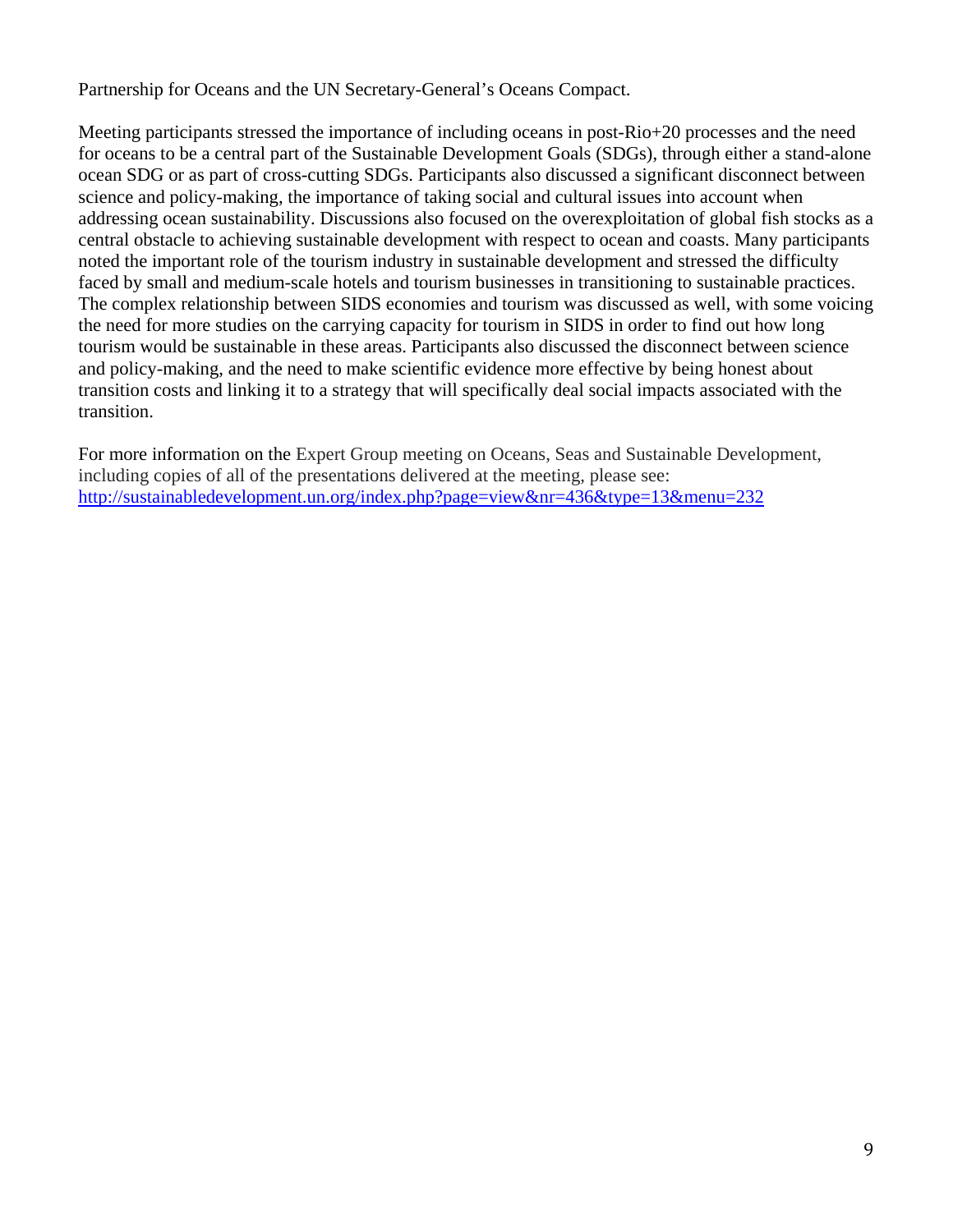Partnership for Oceans and the UN Secretary-General's Oceans Compact.

Meeting participants stressed the importance of including oceans in post-Rio+20 processes and the need for oceans to be a central part of the Sustainable Development Goals (SDGs), through either a stand-alone ocean SDG or as part of cross-cutting SDGs. Participants also discussed a significant disconnect between science and policy-making, the importance of taking social and cultural issues into account when addressing ocean sustainability. Discussions also focused on the overexploitation of global fish stocks as a central obstacle to achieving sustainable development with respect to ocean and coasts. Many participants noted the important role of the tourism industry in sustainable development and stressed the difficulty faced by small and medium-scale hotels and tourism businesses in transitioning to sustainable practices. The complex relationship between SIDS economies and tourism was discussed as well, with some voicing the need for more studies on the carrying capacity for tourism in SIDS in order to find out how long tourism would be sustainable in these areas. Participants also discussed the disconnect between science and policy-making, and the need to make scientific evidence more effective by being honest about transition costs and linking it to a strategy that will specifically deal social impacts associated with the transition.

For more information on the Expert Group meeting on Oceans, Seas and Sustainable Development, including copies of all of the presentations delivered at the meeting, please see: http://sustainabledevelopment.un.org/index.php?page=view&nr=436&type=13&menu=232